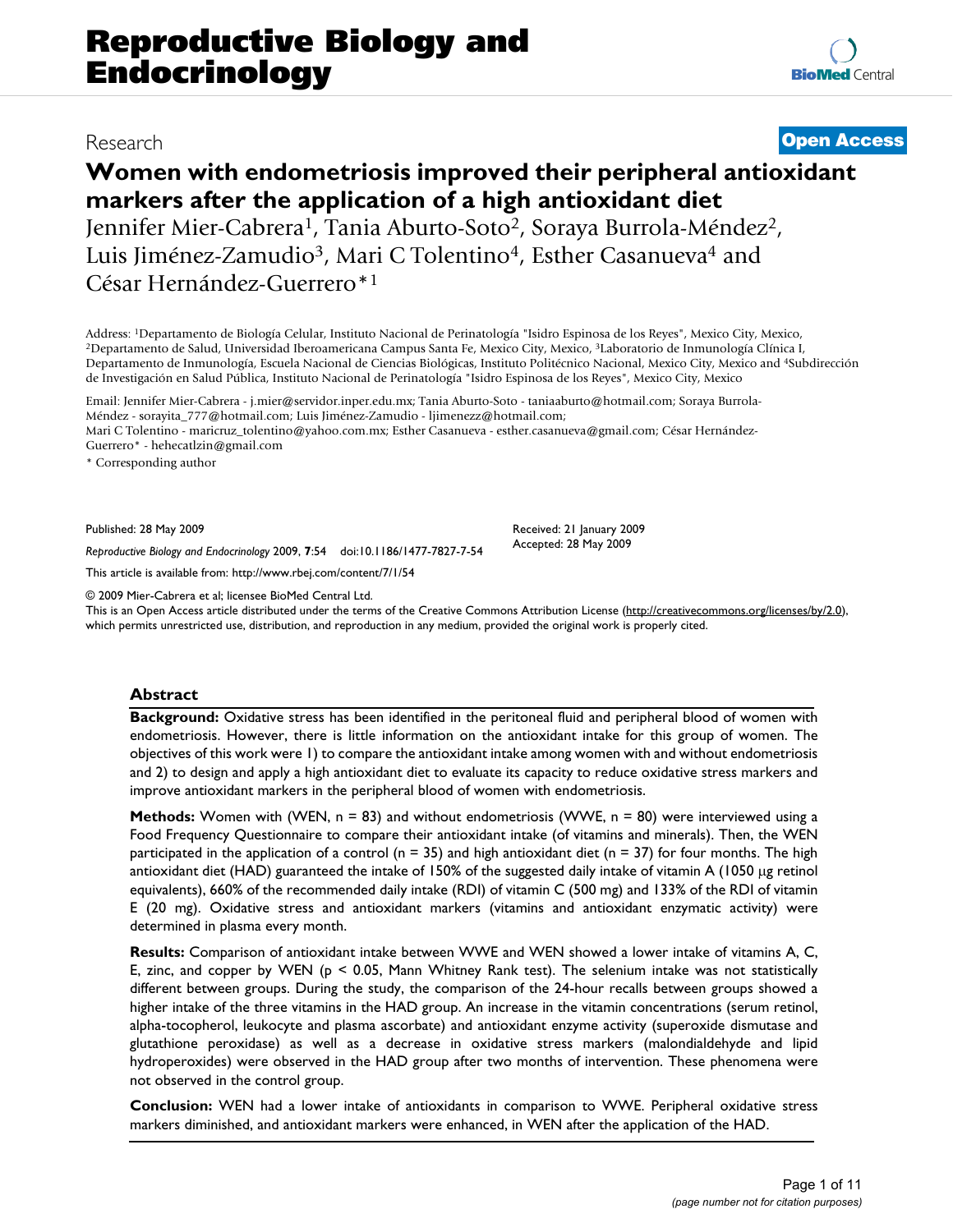Reproductive Biology and Endocrinology

Research

Open Access

# Women with endometriosis improved their peripheral antioxidant markers after the application of a high antioxidant diet

Jennifer Mier-Cabrera[1], Tania Aburto-Soto[2], Soraya Burrola-Méndez[2], Luis Jiménez-Zamudio[3], Mari C Tolentino[4], Esther Casanueva[4] and César Hernández-Guerrero*[1]

Address: [1]Departamento de Biología Celular, Instituto Nacional de Perinatología "Isidro Espinosa de los Reyes", Mexico City, Mexico, [2]Departamento de Salud, Universidad Iberoamericana Campus Santa Fe, Mexico City, Mexico, [3]Laboratorio de Inmunología Clínica I, Departamento de Inmunología, Escuela Nacional de Ciencias Biológicas, Instituto Politécnico Nacional, Mexico City, Mexico and [4]Subdirección de Investigación en Salud Pública, Instituto Nacional de Perinatología "Isidro Espinosa de los Reyes", Mexico City, Mexico

Email: Jennifer Mier-Cabrera - j.mier@servidor.inper.edu.mx; Tania Aburto-Soto - taniaaburto@hotmail.com; Soraya Burrola-Méndez - sorayita_777@hotmail.com; Luis Jiménez-Zamudio - ljimenezz@hotmail.com; Mari C Tolentino - maricruz_tolentino@yahoo.com.mx; Esther Casanueva - esther.casanueva@gmail.com; César Hernández-Guerrero* - hehecatlzin@gmail.com

* Corresponding author

Published: 28 May 2009

*Reproductive Biology and Endocrinology* 2009, **7**:54 doi:10.1186/1477-7827-7-54

Received: 21 January 2009
Accepted: 28 May 2009

This article is available from: http://www.rbej.com/content/7/1/54

© 2009 Mier-Cabrera et al; licensee BioMed Central Ltd.
This is an Open Access article distributed under the terms of the Creative Commons Attribution License (http://creativecommons.org/licenses/by/2.0), which permits unrestricted use, distribution, and reproduction in any medium, provided the original work is properly cited.

## Abstract

**Background:** Oxidative stress has been identified in the peritoneal fluid and peripheral blood of women with endometriosis. However, there is little information on the antioxidant intake for this group of women. The objectives of this work were 1) to compare the antioxidant intake among women with and without endometriosis and 2) to design and apply a high antioxidant diet to evaluate its capacity to reduce oxidative stress markers and improve antioxidant markers in the peripheral blood of women with endometriosis.

**Methods:** Women with (WEN, n = 83) and without endometriosis (WWE, n = 80) were interviewed using a Food Frequency Questionnaire to compare their antioxidant intake (of vitamins and minerals). Then, the WEN participated in the application of a control (n = 35) and high antioxidant diet (n = 37) for four months. The high antioxidant diet (HAD) guaranteed the intake of 150% of the suggested daily intake of vitamin A (1050 μg retinol equivalents), 660% of the recommended daily intake (RDI) of vitamin C (500 mg) and 133% of the RDI of vitamin E (20 mg). Oxidative stress and antioxidant markers (vitamins and antioxidant enzymatic activity) were determined in plasma every month.

**Results:** Comparison of antioxidant intake between WWE and WEN showed a lower intake of vitamins A, C, E, zinc, and copper by WEN ($p < 0.05$, Mann Whitney Rank test). The selenium intake was not statistically different between groups. During the study, the comparison of the 24-hour recalls between groups showed a higher intake of the three vitamins in the HAD group. An increase in the vitamin concentrations (serum retinol, alpha-tocopherol, leukocyte and plasma ascorbate) and antioxidant enzyme activity (superoxide dismutase and glutathione peroxidase) as well as a decrease in oxidative stress markers (malondialdehyde and lipid hydroperoxides) were observed in the HAD group after two months of intervention. These phenomena were not observed in the control group.

**Conclusion:** WEN had a lower intake of antioxidants in comparison to WWE. Peripheral oxidative stress markers diminished, and antioxidant markers were enhanced, in WEN after the application of the HAD.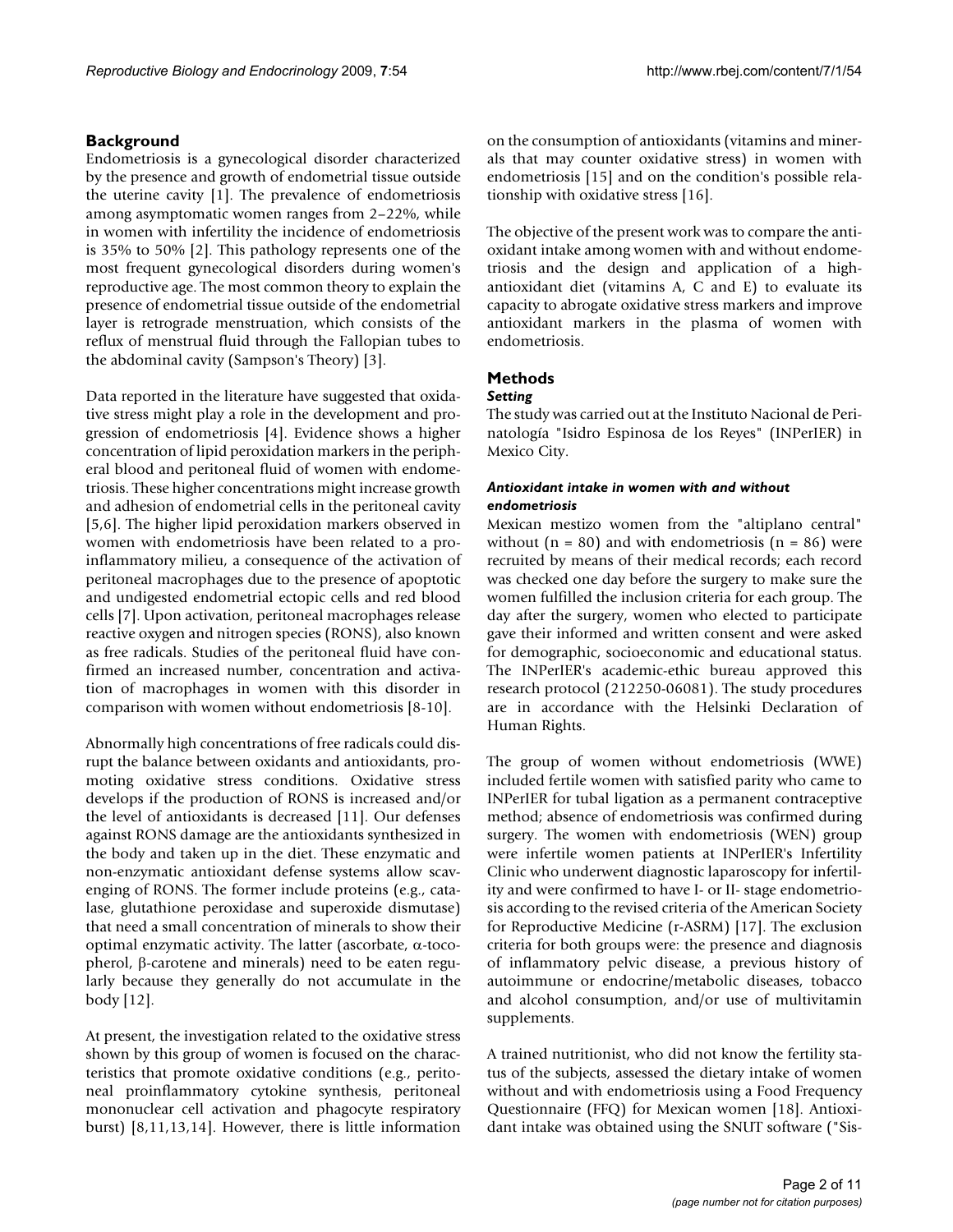## Background

Endometriosis is a gynecological disorder characterized by the presence and growth of endometrial tissue outside the uterine cavity [1]. The prevalence of endometriosis among asymptomatic women ranges from 2–22%, while in women with infertility the incidence of endometriosis is 35% to 50% [2]. This pathology represents one of the most frequent gynecological disorders during women's reproductive age. The most common theory to explain the presence of endometrial tissue outside of the endometrial layer is retrograde menstruation, which consists of the reflux of menstrual fluid through the Fallopian tubes to the abdominal cavity (Sampson's Theory) [3].

Data reported in the literature have suggested that oxidative stress might play a role in the development and progression of endometriosis [4]. Evidence shows a higher concentration of lipid peroxidation markers in the peripheral blood and peritoneal fluid of women with endometriosis. These higher concentrations might increase growth and adhesion of endometrial cells in the peritoneal cavity [5,6]. The higher lipid peroxidation markers observed in women with endometriosis have been related to a proinflammatory milieu, a consequence of the activation of peritoneal macrophages due to the presence of apoptotic and undigested endometrial ectopic cells and red blood cells [7]. Upon activation, peritoneal macrophages release reactive oxygen and nitrogen species (RONS), also known as free radicals. Studies of the peritoneal fluid have confirmed an increased number, concentration and activation of macrophages in women with this disorder in comparison with women without endometriosis [8-10].

Abnormally high concentrations of free radicals could disrupt the balance between oxidants and antioxidants, promoting oxidative stress conditions. Oxidative stress develops if the production of RONS is increased and/or the level of antioxidants is decreased [11]. Our defenses against RONS damage are the antioxidants synthesized in the body and taken up in the diet. These enzymatic and non-enzymatic antioxidant defense systems allow scavenging of RONS. The former include proteins (e.g., catalase, glutathione peroxidase and superoxide dismutase) that need a small concentration of minerals to show their optimal enzymatic activity. The latter (ascorbate, α-tocopherol, β-carotene and minerals) need to be eaten regularly because they generally do not accumulate in the body [12].

At present, the investigation related to the oxidative stress shown by this group of women is focused on the characteristics that promote oxidative conditions (e.g., peritoneal proinflammatory cytokine synthesis, peritoneal mononuclear cell activation and phagocyte respiratory burst) [8,11,13,14]. However, there is little information on the consumption of antioxidants (vitamins and minerals that may counter oxidative stress) in women with endometriosis [15] and on the condition's possible relationship with oxidative stress [16].

The objective of the present work was to compare the antioxidant intake among women with and without endometriosis and the design and application of a high-antioxidant diet (vitamins A, C and E) to evaluate its capacity to abrogate oxidative stress markers and improve antioxidant markers in the plasma of women with endometriosis.

## Methods

### *Setting*

The study was carried out at the Instituto Nacional de Perinatología "Isidro Espinosa de los Reyes" (INPerIER) in Mexico City.

### *Antioxidant intake in women with and without endometriosis*

Mexican mestizo women from the "altiplano central" without (n = 80) and with endometriosis (n = 86) were recruited by means of their medical records; each record was checked one day before the surgery to make sure the women fulfilled the inclusion criteria for each group. The day after the surgery, women who elected to participate gave their informed and written consent and were asked for demographic, socioeconomic and educational status. The INPerIER's academic-ethic bureau approved this research protocol (212250-06081). The study procedures are in accordance with the Helsinki Declaration of Human Rights.

The group of women without endometriosis (WWE) included fertile women with satisfied parity who came to INPerIER for tubal ligation as a permanent contraceptive method; absence of endometriosis was confirmed during surgery. The women with endometriosis (WEN) group were infertile women patients at INPerIER's Infertility Clinic who underwent diagnostic laparoscopy for infertility and were confirmed to have I- or II- stage endometriosis according to the revised criteria of the American Society for Reproductive Medicine (r-ASRM) [17]. The exclusion criteria for both groups were: the presence and diagnosis of inflammatory pelvic disease, a previous history of autoimmune or endocrine/metabolic diseases, tobacco and alcohol consumption, and/or use of multivitamin supplements.

A trained nutritionist, who did not know the fertility status of the subjects, assessed the dietary intake of women without and with endometriosis using a Food Frequency Questionnaire (FFQ) for Mexican women [18]. Antioxidant intake was obtained using the SNUT software ("Sis-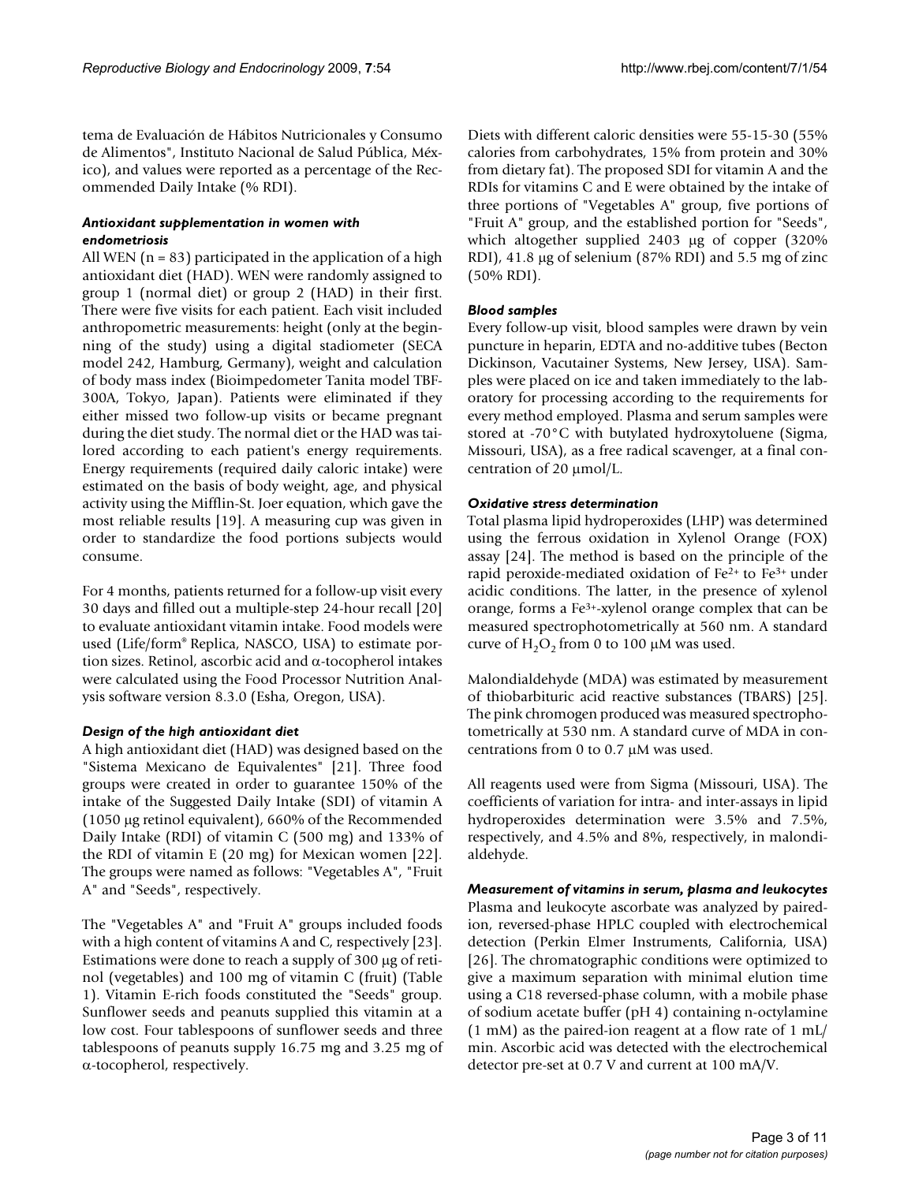tema de Evaluación de Hábitos Nutricionales y Consumo de Alimentos", Instituto Nacional de Salud Pública, México), and values were reported as a percentage of the Recommended Daily Intake (% RDI).

### *Antioxidant supplementation in women with endometriosis*

All WEN (n = 83) participated in the application of a high antioxidant diet (HAD). WEN were randomly assigned to group 1 (normal diet) or group 2 (HAD) in their first. There were five visits for each patient. Each visit included anthropometric measurements: height (only at the beginning of the study) using a digital stadiometer (SECA model 242, Hamburg, Germany), weight and calculation of body mass index (Bioimpedometer Tanita model TBF-300A, Tokyo, Japan). Patients were eliminated if they either missed two follow-up visits or became pregnant during the diet study. The normal diet or the HAD was tailored according to each patient's energy requirements. Energy requirements (required daily caloric intake) were estimated on the basis of body weight, age, and physical activity using the Mifflin-St. Joer equation, which gave the most reliable results [19]. A measuring cup was given in order to standardize the food portions subjects would consume.

For 4 months, patients returned for a follow-up visit every 30 days and filled out a multiple-step 24-hour recall [20] to evaluate antioxidant vitamin intake. Food models were used (Life/form® Replica, NASCO, USA) to estimate portion sizes. Retinol, ascorbic acid and α-tocopherol intakes were calculated using the Food Processor Nutrition Analysis software version 8.3.0 (Esha, Oregon, USA).

### *Design of the high antioxidant diet*

A high antioxidant diet (HAD) was designed based on the "Sistema Mexicano de Equivalentes" [21]. Three food groups were created in order to guarantee 150% of the intake of the Suggested Daily Intake (SDI) of vitamin A (1050 μg retinol equivalent), 660% of the Recommended Daily Intake (RDI) of vitamin C (500 mg) and 133% of the RDI of vitamin E (20 mg) for Mexican women [22]. The groups were named as follows: "Vegetables A", "Fruit A" and "Seeds", respectively.

The "Vegetables A" and "Fruit A" groups included foods with a high content of vitamins A and C, respectively [23]. Estimations were done to reach a supply of 300 μg of retinol (vegetables) and 100 mg of vitamin C (fruit) (Table 1). Vitamin E-rich foods constituted the "Seeds" group. Sunflower seeds and peanuts supplied this vitamin at a low cost. Four tablespoons of sunflower seeds and three tablespoons of peanuts supply 16.75 mg and 3.25 mg of α-tocopherol, respectively.

Diets with different caloric densities were 55-15-30 (55% calories from carbohydrates, 15% from protein and 30% from dietary fat). The proposed SDI for vitamin A and the RDIs for vitamins C and E were obtained by the intake of three portions of "Vegetables A" group, five portions of "Fruit A" group, and the established portion for "Seeds", which altogether supplied 2403 μg of copper (320% RDI), 41.8 μg of selenium (87% RDI) and 5.5 mg of zinc (50% RDI).

### *Blood samples*

Every follow-up visit, blood samples were drawn by vein puncture in heparin, EDTA and no-additive tubes (Becton Dickinson, Vacutainer Systems, New Jersey, USA). Samples were placed on ice and taken immediately to the laboratory for processing according to the requirements for every method employed. Plasma and serum samples were stored at -70°C with butylated hydroxytoluene (Sigma, Missouri, USA), as a free radical scavenger, at a final concentration of 20 μmol/L.

### *Oxidative stress determination*

Total plasma lipid hydroperoxides (LHP) was determined using the ferrous oxidation in Xylenol Orange (FOX) assay [24]. The method is based on the principle of the rapid peroxide-mediated oxidation of $Fe^{2+}$ to $Fe^{3+}$ under acidic conditions. The latter, in the presence of xylenol orange, forms a $Fe^{3+}$-xylenol orange complex that can be measured spectrophotometrically at 560 nm. A standard curve of $H_2O_2$ from 0 to 100 μM was used.

Malondialdehyde (MDA) was estimated by measurement of thiobarbituric acid reactive substances (TBARS) [25]. The pink chromogen produced was measured spectrophotometrically at 530 nm. A standard curve of MDA in concentrations from 0 to 0.7 μM was used.

All reagents used were from Sigma (Missouri, USA). The coefficients of variation for intra- and inter-assays in lipid hydroperoxides determination were 3.5% and 7.5%, respectively, and 4.5% and 8%, respectively, in malondialdehyde.

### *Measurement of vitamins in serum, plasma and leukocytes*

Plasma and leukocyte ascorbate was analyzed by paired-ion, reversed-phase HPLC coupled with electrochemical detection (Perkin Elmer Instruments, California, USA) [26]. The chromatographic conditions were optimized to give a maximum separation with minimal elution time using a C18 reversed-phase column, with a mobile phase of sodium acetate buffer (pH 4) containing n-octylamine (1 mM) as the paired-ion reagent at a flow rate of 1 mL/min. Ascorbic acid was detected with the electrochemical detector pre-set at 0.7 V and current at 100 mA/V.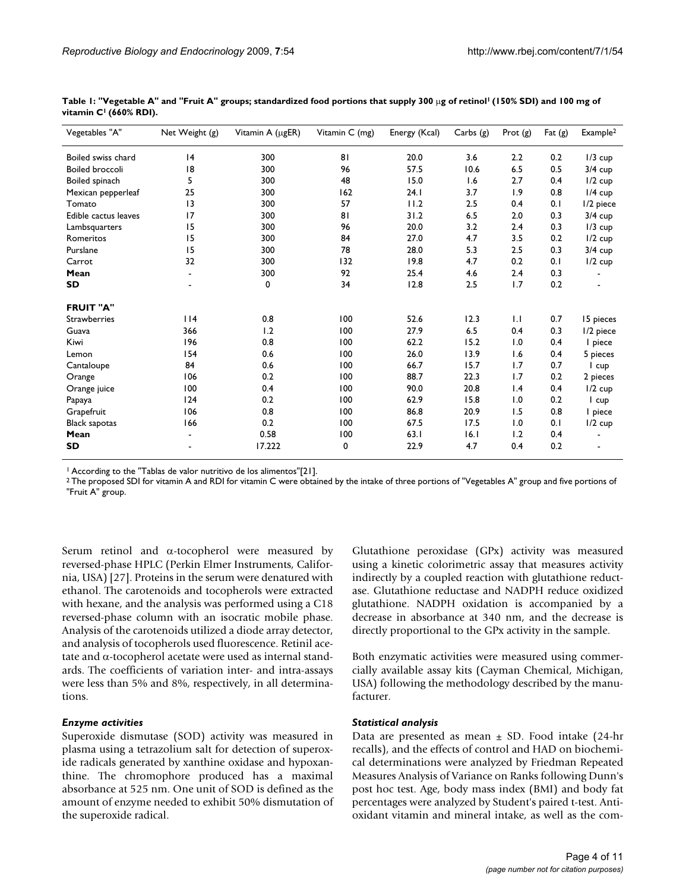**Table 1: "Vegetable A" and "Fruit A" groups; standardized food portions that supply 300 μg of retinol[1] (150% SDI) and 100 mg of vitamin C[1] (660% RDI).**

| Vegetables "A" | Net Weight (g) | Vitamin A (μgER) | Vitamin C (mg) | Energy (Kcal) | Carbs (g) | Prot (g) | Fat (g) | Example[2] |
|---|---|---|---|---|---|---|---|---|
| Boiled swiss chard | 14 | 300 | 81 | 20.0 | 3.6 | 2.2 | 0.2 | 1/3 cup |
| Boiled broccoli | 18 | 300 | 96 | 57.5 | 10.6 | 6.5 | 0.5 | 3/4 cup |
| Boiled spinach | 5 | 300 | 48 | 15.0 | 1.6 | 2.7 | 0.4 | 1/2 cup |
| Mexican pepperleaf | 25 | 300 | 162 | 24.1 | 3.7 | 1.9 | 0.8 | 1/4 cup |
| Tomato | 13 | 300 | 57 | 11.2 | 2.5 | 0.4 | 0.1 | 1/2 piece |
| Edible cactus leaves | 17 | 300 | 81 | 31.2 | 6.5 | 2.0 | 0.3 | 3/4 cup |
| Lambsquarters | 15 | 300 | 96 | 20.0 | 3.2 | 2.4 | 0.3 | 1/3 cup |
| Romeritos | 15 | 300 | 84 | 27.0 | 4.7 | 3.5 | 0.2 | 1/2 cup |
| Purslane | 15 | 300 | 78 | 28.0 | 5.3 | 2.5 | 0.3 | 3/4 cup |
| Carrot | 32 | 300 | 132 | 19.8 | 4.7 | 0.2 | 0.1 | 1/2 cup |
| **Mean** | - | 300 | 92 | 25.4 | 4.6 | 2.4 | 0.3 | - |
| **SD** | - | 0 | 34 | 12.8 | 2.5 | 1.7 | 0.2 | - |
| **FRUIT "A"** | | | | | | | | |
| Strawberries | 114 | 0.8 | 100 | 52.6 | 12.3 | 1.1 | 0.7 | 15 pieces |
| Guava | 366 | 1.2 | 100 | 27.9 | 6.5 | 0.4 | 0.3 | 1/2 piece |
| Kiwi | 196 | 0.8 | 100 | 62.2 | 15.2 | 1.0 | 0.4 | 1 piece |
| Lemon | 154 | 0.6 | 100 | 26.0 | 13.9 | 1.6 | 0.4 | 5 pieces |
| Cantaloupe | 84 | 0.6 | 100 | 66.7 | 15.7 | 1.7 | 0.7 | 1 cup |
| Orange | 106 | 0.2 | 100 | 88.7 | 22.3 | 1.7 | 0.2 | 2 pieces |
| Orange juice | 100 | 0.4 | 100 | 90.0 | 20.8 | 1.4 | 0.4 | 1/2 cup |
| Papaya | 124 | 0.2 | 100 | 62.9 | 15.8 | 1.0 | 0.2 | 1 cup |
| Grapefruit | 106 | 0.8 | 100 | 86.8 | 20.9 | 1.5 | 0.8 | 1 piece |
| Black sapotas | 166 | 0.2 | 100 | 67.5 | 17.5 | 1.0 | 0.1 | 1/2 cup |
| **Mean** | - | 0.58 | 100 | 63.1 | 16.1 | 1.2 | 0.4 | - |
| **SD** | - | 17.222 | 0 | 22.9 | 4.7 | 0.4 | 0.2 | - |

[1] According to the "Tablas de valor nutritivo de los alimentos"[21].
[2] The proposed SDI for vitamin A and RDI for vitamin C were obtained by the intake of three portions of "Vegetables A" group and five portions of "Fruit A" group.

Serum retinol and α-tocopherol were measured by reversed-phase HPLC (Perkin Elmer Instruments, California, USA) [27]. Proteins in the serum were denatured with ethanol. The carotenoids and tocopherols were extracted with hexane, and the analysis was performed using a C18 reversed-phase column with an isocratic mobile phase. Analysis of the carotenoids utilized a diode array detector, and analysis of tocopherols used fluorescence. Retinil acetate and α-tocopherol acetate were used as internal standards. The coefficients of variation inter- and intra-assays were less than 5% and 8%, respectively, in all determinations.

### *Enzyme activities*

Superoxide dismutase (SOD) activity was measured in plasma using a tetrazolium salt for detection of superoxide radicals generated by xanthine oxidase and hypoxanthine. The chromophore produced has a maximal absorbance at 525 nm. One unit of SOD is defined as the amount of enzyme needed to exhibit 50% dismutation of the superoxide radical.

Glutathione peroxidase (GPx) activity was measured using a kinetic colorimetric assay that measures activity indirectly by a coupled reaction with glutathione reductase. Glutathione reductase and NADPH reduce oxidized glutathione. NADPH oxidation is accompanied by a decrease in absorbance at 340 nm, and the decrease is directly proportional to the GPx activity in the sample.

Both enzymatic activities were measured using commercially available assay kits (Cayman Chemical, Michigan, USA) following the methodology described by the manufacturer.

### *Statistical analysis*

Data are presented as mean ± SD. Food intake (24-hr recalls), and the effects of control and HAD on biochemical determinations were analyzed by Friedman Repeated Measures Analysis of Variance on Ranks following Dunn's post hoc test. Age, body mass index (BMI) and body fat percentages were analyzed by Student's paired t-test. Antioxidant vitamin and mineral intake, as well as the com-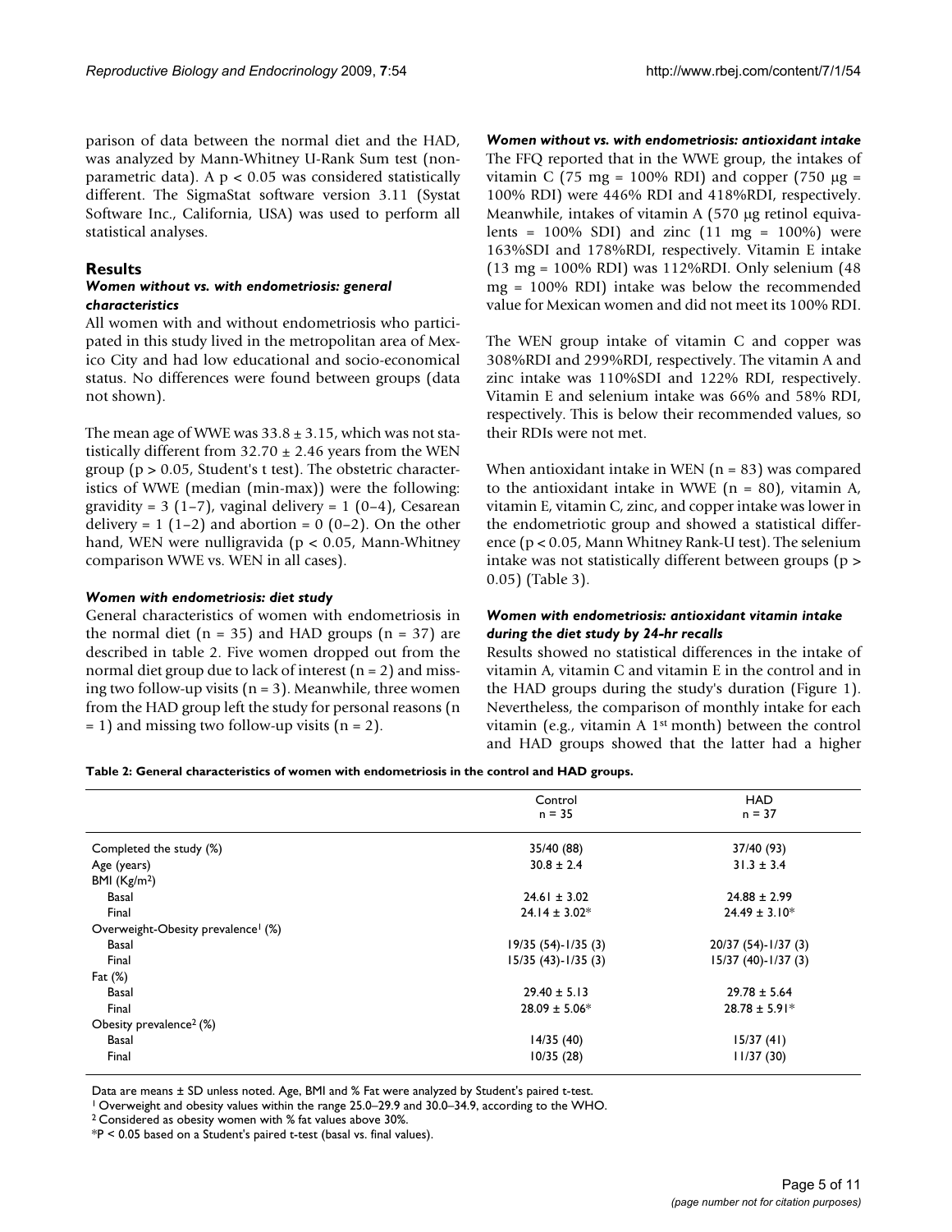parison of data between the normal diet and the HAD, was analyzed by Mann-Whitney U-Rank Sum test (nonparametric data). A $p < 0.05$ was considered statistically different. The SigmaStat software version 3.11 (Systat Software Inc., California, USA) was used to perform all statistical analyses.

## Results

### *Women without vs. with endometriosis: general characteristics*

All women with and without endometriosis who participated in this study lived in the metropolitan area of Mexico City and had low educational and socio-economical status. No differences were found between groups (data not shown).

The mean age of WWE was $33.8 \pm 3.15$, which was not statistically different from $32.70 \pm 2.46$ years from the WEN group ($p > 0.05$, Student's t test). The obstetric characteristics of WWE (median (min-max)) were the following: gravidity = 3 (1–7), vaginal delivery = 1 (0–4), Cesarean delivery = 1 (1–2) and abortion = 0 (0–2). On the other hand, WEN were nulligravida ($p < 0.05$, Mann-Whitney comparison WWE vs. WEN in all cases).

### *Women with endometriosis: diet study*

General characteristics of women with endometriosis in the normal diet (n = 35) and HAD groups (n = 37) are described in table 2. Five women dropped out from the normal diet group due to lack of interest (n = 2) and missing two follow-up visits (n = 3). Meanwhile, three women from the HAD group left the study for personal reasons (n = 1) and missing two follow-up visits (n = 2).

### *Women without vs. with endometriosis: antioxidant intake*

The FFQ reported that in the WWE group, the intakes of vitamin C (75 mg = 100% RDI) and copper (750 μg = 100% RDI) were 446% RDI and 418%RDI, respectively. Meanwhile, intakes of vitamin A (570 μg retinol equivalents = 100% SDI) and zinc (11 mg = 100%) were 163%SDI and 178%RDI, respectively. Vitamin E intake (13 mg = 100% RDI) was 112%RDI. Only selenium (48 mg = 100% RDI) intake was below the recommended value for Mexican women and did not meet its 100% RDI.

The WEN group intake of vitamin C and copper was 308%RDI and 299%RDI, respectively. The vitamin A and zinc intake was 110%SDI and 122% RDI, respectively. Vitamin E and selenium intake was 66% and 58% RDI, respectively. This is below their recommended values, so their RDIs were not met.

When antioxidant intake in WEN (n = 83) was compared to the antioxidant intake in WWE (n = 80), vitamin A, vitamin E, vitamin C, zinc, and copper intake was lower in the endometriotic group and showed a statistical difference ($p < 0.05$, Mann Whitney Rank-U test). The selenium intake was not statistically different between groups ($p > 0.05$) (Table 3).

### *Women with endometriosis: antioxidant vitamin intake during the diet study by 24-hr recalls*

Results showed no statistical differences in the intake of vitamin A, vitamin C and vitamin E in the control and in the HAD groups during the study's duration (Figure 1). Nevertheless, the comparison of monthly intake for each vitamin (e.g., vitamin A 1st month) between the control and HAD groups showed that the latter had a higher

**Table 2: General characteristics of women with endometriosis in the control and HAD groups.**

| | Control n = 35 | HAD n = 37 |
|---|---|---|
| Completed the study (%) | 35/40 (88) | 37/40 (93) |
| Age (years) | $30.8 \pm 2.4$ | $31.3 \pm 3.4$ |
| BMI (Kg/m$^2$) | | |
| Basal | $24.61 \pm 3.02$ | $24.88 \pm 2.99$ |
| Final | $24.14 \pm 3.02$* | $24.49 \pm 3.10$* |
| Overweight-Obesity prevalence[1] (%) | | |
| Basal | 19/35 (54)-1/35 (3) | 20/37 (54)-1/37 (3) |
| Final | 15/35 (43)-1/35 (3) | 15/37 (40)-1/37 (3) |
| Fat (%) | | |
| Basal | $29.40 \pm 5.13$ | $29.78 \pm 5.64$ |
| Final | $28.09 \pm 5.06$* | $28.78 \pm 5.91$* |
| Obesity prevalence[2] (%) | | |
| Basal | 14/35 (40) | 15/37 (41) |
| Final | 10/35 (28) | 11/37 (30) |

Data are means ± SD unless noted. Age, BMI and % Fat were analyzed by Student's paired t-test.

[1] Overweight and obesity values within the range 25.0–29.9 and 30.0–34.9, according to the WHO.

[2] Considered as obesity women with % fat values above 30%.

*P < 0.05 based on a Student's paired t-test (basal vs. final values).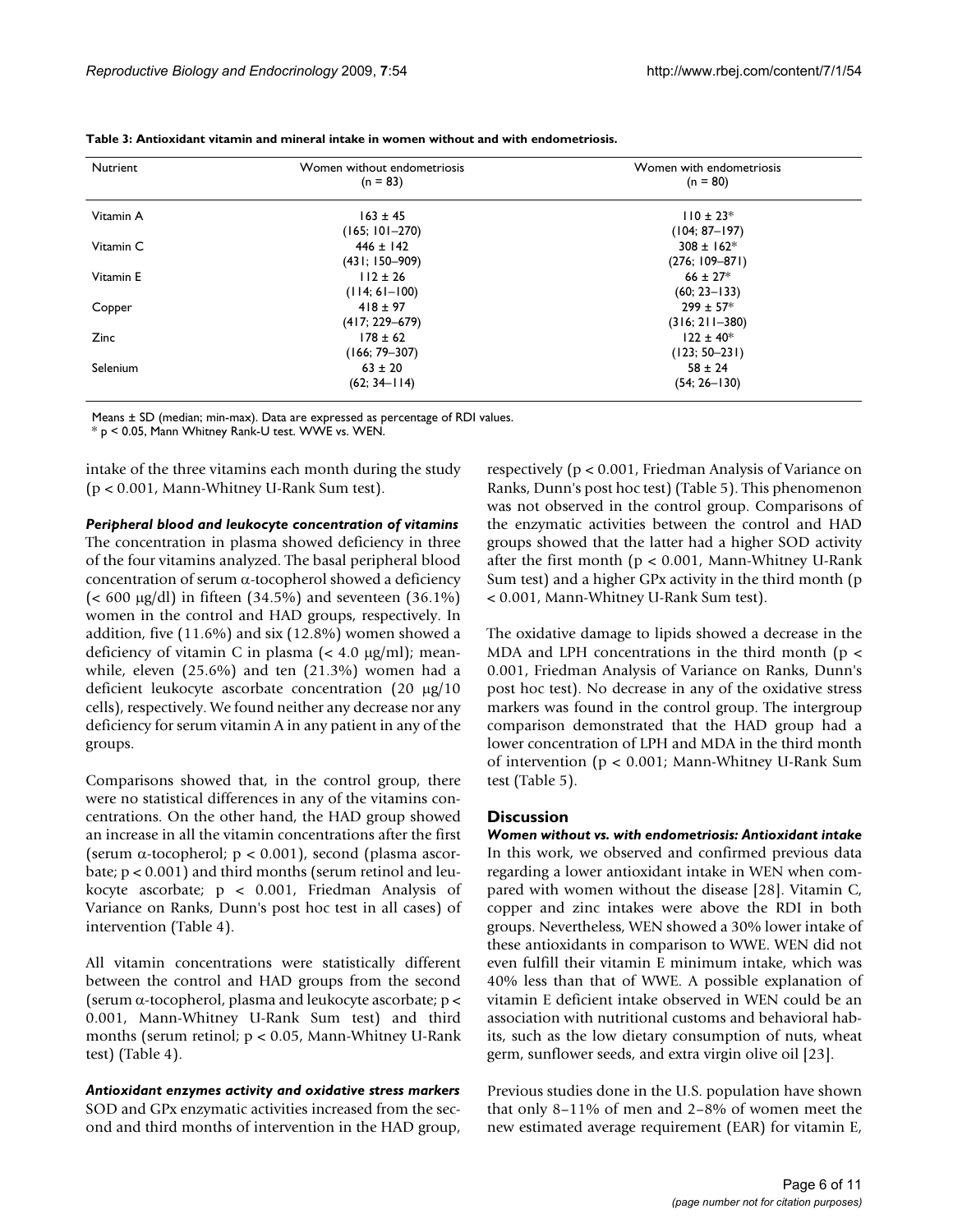**Table 3: Antioxidant vitamin and mineral intake in women without and with endometriosis.**

| Nutrient | Women without endometriosis (n = 83) | Women with endometriosis (n = 80) |
|---|---|---|
| Vitamin A | 163 ± 45 (165; 101–270) | 110 ± 23* (104; 87–197) |
| Vitamin C | 446 ± 142 (431; 150–909) | 308 ± 162* (276; 109–871) |
| Vitamin E | 112 ± 26 (114; 61–100) | 66 ± 27* (60; 23–133) |
| Copper | 418 ± 97 (417; 229–679) | 299 ± 57* (316; 211–380) |
| Zinc | 178 ± 62 (166; 79–307) | 122 ± 40* (123; 50–231) |
| Selenium | 63 ± 20 (62; 34–114) | 58 ± 24 (54; 26–130) |

Means ± SD (median; min-max). Data are expressed as percentage of RDI values.
\* $p < 0.05$, Mann Whitney Rank-U test. WWE vs. WEN.

intake of the three vitamins each month during the study ($p < 0.001$, Mann-Whitney U-Rank Sum test).

***Peripheral blood and leukocyte concentration of vitamins***

The concentration in plasma showed deficiency in three of the four vitamins analyzed. The basal peripheral blood concentration of serum α-tocopherol showed a deficiency (< 600 μg/dl) in fifteen (34.5%) and seventeen (36.1%) women in the control and HAD groups, respectively. In addition, five (11.6%) and six (12.8%) women showed a deficiency of vitamin C in plasma (< 4.0 μg/ml); meanwhile, eleven (25.6%) and ten (21.3%) women had a deficient leukocyte ascorbate concentration (20 μg/10 cells), respectively. We found neither any decrease nor any deficiency for serum vitamin A in any patient in any of the groups.

Comparisons showed that, in the control group, there were no statistical differences in any of the vitamins concentrations. On the other hand, the HAD group showed an increase in all the vitamin concentrations after the first (serum α-tocopherol; $p < 0.001$), second (plasma ascorbate; $p < 0.001$) and third months (serum retinol and leukocyte ascorbate; $p < 0.001$, Friedman Analysis of Variance on Ranks, Dunn's post hoc test in all cases) of intervention (Table 4).

All vitamin concentrations were statistically different between the control and HAD groups from the second (serum α-tocopherol, plasma and leukocyte ascorbate; $p < 0.001$, Mann-Whitney U-Rank Sum test) and third months (serum retinol; $p < 0.05$, Mann-Whitney U-Rank test) (Table 4).

***Antioxidant enzymes activity and oxidative stress markers***

SOD and GPx enzymatic activities increased from the second and third months of intervention in the HAD group, respectively ($p < 0.001$, Friedman Analysis of Variance on Ranks, Dunn's post hoc test) (Table 5). This phenomenon was not observed in the control group. Comparisons of the enzymatic activities between the control and HAD groups showed that the latter had a higher SOD activity after the first month ($p < 0.001$, Mann-Whitney U-Rank Sum test) and a higher GPx activity in the third month ($p < 0.001$, Mann-Whitney U-Rank Sum test).

The oxidative damage to lipids showed a decrease in the MDA and LPH concentrations in the third month ($p < 0.001$, Friedman Analysis of Variance on Ranks, Dunn's post hoc test). No decrease in any of the oxidative stress markers was found in the control group. The intergroup comparison demonstrated that the HAD group had a lower concentration of LPH and MDA in the third month of intervention ($p < 0.001$; Mann-Whitney U-Rank Sum test (Table 5).

## Discussion

***Women without vs. with endometriosis: Antioxidant intake***

In this work, we observed and confirmed previous data regarding a lower antioxidant intake in WEN when compared with women without the disease [28]. Vitamin C, copper and zinc intakes were above the RDI in both groups. Nevertheless, WEN showed a 30% lower intake of these antioxidants in comparison to WWE. WEN did not even fulfill their vitamin E minimum intake, which was 40% less than that of WWE. A possible explanation of vitamin E deficient intake observed in WEN could be an association with nutritional customs and behavioral habits, such as the low dietary consumption of nuts, wheat germ, sunflower seeds, and extra virgin olive oil [23].

Previous studies done in the U.S. population have shown that only 8–11% of men and 2–8% of women meet the new estimated average requirement (EAR) for vitamin E,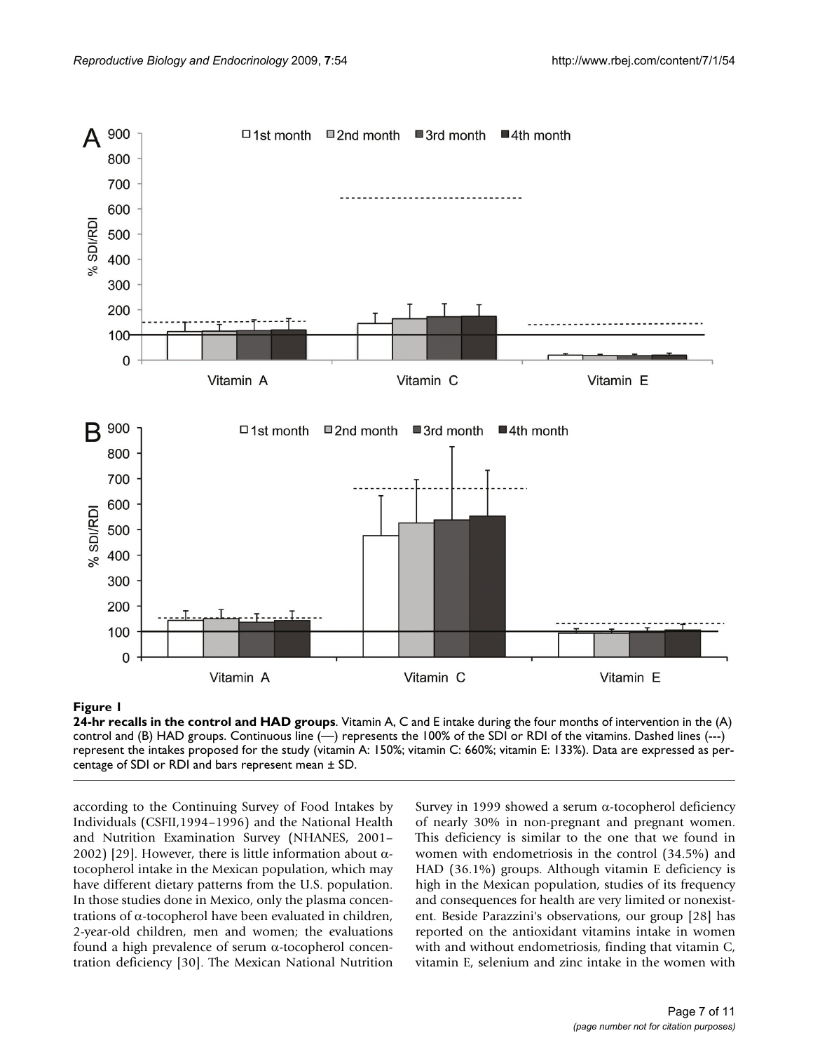**Figure 1**

**24-hr recalls in the control and HAD groups**. Vitamin A, C and E intake during the four months of intervention in the (A) control and (B) HAD groups. Continuous line (—) represents the 100% of the SDI or RDI of the vitamins. Dashed lines (---) represent the intakes proposed for the study (vitamin A: 150%; vitamin C: 660%; vitamin E: 133%). Data are expressed as percentage of SDI or RDI and bars represent mean ± SD.

according to the Continuing Survey of Food Intakes by Individuals (CSFII,1994–1996) and the National Health and Nutrition Examination Survey (NHANES, 2001–2002) [29]. However, there is little information about α-tocopherol intake in the Mexican population, which may have different dietary patterns from the U.S. population. In those studies done in Mexico, only the plasma concentrations of α-tocopherol have been evaluated in children, 2-year-old children, men and women; the evaluations found a high prevalence of serum α-tocopherol concentration deficiency [30]. The Mexican National Nutrition Survey in 1999 showed a serum α-tocopherol deficiency of nearly 30% in non-pregnant and pregnant women. This deficiency is similar to the one that we found in women with endometriosis in the control (34.5%) and HAD (36.1%) groups. Although vitamin E deficiency is high in the Mexican population, studies of its frequency and consequences for health are very limited or nonexistent. Beside Parazzini's observations, our group [28] has reported on the antioxidant vitamins intake in women with and without endometriosis, finding that vitamin C, vitamin E, selenium and zinc intake in the women with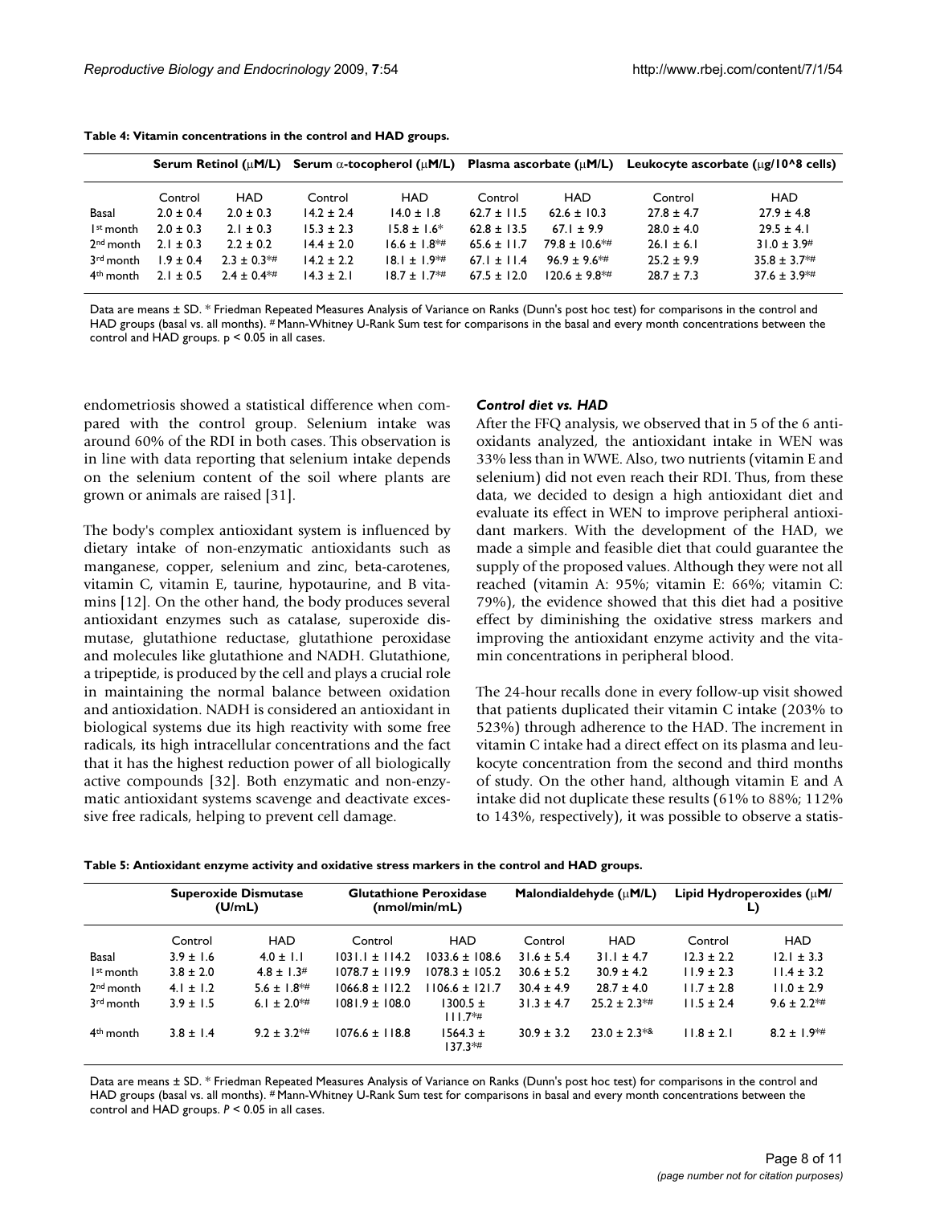**Table 4: Vitamin concentrations in the control and HAD groups.**

| | Serum Retinol (μM/L) | | Serum α-tocopherol (μM/L) | | Plasma ascorbate (μM/L) | | Leukocyte ascorbate (μg/10^8 cells) | |
|---|---|---|---|---|---|---|---|---|
| | Control | HAD | Control | HAD | Control | HAD | Control | HAD |
| Basal | 2.0 ± 0.4 | 2.0 ± 0.3 | 14.2 ± 2.4 | 14.0 ± 1.8 | 62.7 ± 11.5 | 62.6 ± 10.3 | 27.8 ± 4.7 | 27.9 ± 4.8 |
| 1st month | 2.0 ± 0.3 | 2.1 ± 0.3 | 15.3 ± 2.3 | 15.8 ± 1.6* | 62.8 ± 13.5 | 67.1 ± 9.9 | 28.0 ± 4.0 | 29.5 ± 4.1 |
| 2nd month | 2.1 ± 0.3 | 2.2 ± 0.2 | 14.4 ± 2.0 | 16.6 ± 1.8*# | 65.6 ± 11.7 | 79.8 ± 10.6*# | 26.1 ± 6.1 | 31.0 ± 3.9# |
| 3rd month | 1.9 ± 0.4 | 2.3 ± 0.3*# | 14.2 ± 2.2 | 18.1 ± 1.9*# | 67.1 ± 11.4 | 96.9 ± 9.6*# | 25.2 ± 9.9 | 35.8 ± 3.7*# |
| 4th month | 2.1 ± 0.5 | 2.4 ± 0.4*# | 14.3 ± 2.1 | 18.7 ± 1.7*# | 67.5 ± 12.0 | 120.6 ± 9.8*# | 28.7 ± 7.3 | 37.6 ± 3.9*# |

Data are means ± SD. * Friedman Repeated Measures Analysis of Variance on Ranks (Dunn's post hoc test) for comparisons in the control and HAD groups (basal vs. all months). # Mann-Whitney U-Rank Sum test for comparisons in the basal and every month concentrations between the control and HAD groups. $p < 0.05$ in all cases.

endometriosis showed a statistical difference when compared with the control group. Selenium intake was around 60% of the RDI in both cases. This observation is in line with data reporting that selenium intake depends on the selenium content of the soil where plants are grown or animals are raised [31].

The body's complex antioxidant system is influenced by dietary intake of non-enzymatic antioxidants such as manganese, copper, selenium and zinc, beta-carotenes, vitamin C, vitamin E, taurine, hypotaurine, and B vitamins [12]. On the other hand, the body produces several antioxidant enzymes such as catalase, superoxide dismutase, glutathione reductase, glutathione peroxidase and molecules like glutathione and NADH. Glutathione, a tripeptide, is produced by the cell and plays a crucial role in maintaining the normal balance between oxidation and antioxidation. NADH is considered an antioxidant in biological systems due its high reactivity with some free radicals, its high intracellular concentrations and the fact that it has the highest reduction power of all biologically active compounds [32]. Both enzymatic and non-enzymatic antioxidant systems scavenge and deactivate excessive free radicals, helping to prevent cell damage.

### *Control diet vs. HAD*

After the FFQ analysis, we observed that in 5 of the 6 antioxidants analyzed, the antioxidant intake in WEN was 33% less than in WWE. Also, two nutrients (vitamin E and selenium) did not even reach their RDI. Thus, from these data, we decided to design a high antioxidant diet and evaluate its effect in WEN to improve peripheral antioxidant markers. With the development of the HAD, we made a simple and feasible diet that could guarantee the supply of the proposed values. Although they were not all reached (vitamin A: 95%; vitamin E: 66%; vitamin C: 79%), the evidence showed that this diet had a positive effect by diminishing the oxidative stress markers and improving the antioxidant enzyme activity and the vitamin concentrations in peripheral blood.

The 24-hour recalls done in every follow-up visit showed that patients duplicated their vitamin C intake (203% to 523%) through adherence to the HAD. The increment in vitamin C intake had a direct effect on its plasma and leukocyte concentration from the second and third months of study. On the other hand, although vitamin E and A intake did not duplicate these results (61% to 88%; 112% to 143%, respectively), it was possible to observe a statis-

**Table 5: Antioxidant enzyme activity and oxidative stress markers in the control and HAD groups.**

| | Superoxide Dismutase (U/mL) | | Glutathione Peroxidase (nmol/min/mL) | | Malondialdehyde (μM/L) | | Lipid Hydroperoxides (μM/L) | |
|---|---|---|---|---|---|---|---|---|
| | Control | HAD | Control | HAD | Control | HAD | Control | HAD |
| Basal | 3.9 ± 1.6 | 4.0 ± 1.1 | 1031.1 ± 114.2 | 1033.6 ± 108.6 | 31.6 ± 5.4 | 31.1 ± 4.7 | 12.3 ± 2.2 | 12.1 ± 3.3 |
| 1st month | 3.8 ± 2.0 | 4.8 ± 1.3# | 1078.7 ± 119.9 | 1078.3 ± 105.2 | 30.6 ± 5.2 | 30.9 ± 4.2 | 11.9 ± 2.3 | 11.4 ± 3.2 |
| 2nd month | 4.1 ± 1.2 | 5.6 ± 1.8*# | 1066.8 ± 112.2 | 1106.6 ± 121.7 | 30.4 ± 4.9 | 28.7 ± 4.0 | 11.7 ± 2.8 | 11.0 ± 2.9 |
| 3rd month | 3.9 ± 1.5 | 6.1 ± 2.0*# | 1081.9 ± 108.0 | 1300.5 ± 111.7*# | 31.3 ± 4.7 | 25.2 ± 2.3*# | 11.5 ± 2.4 | 9.6 ± 2.2*# |
| 4th month | 3.8 ± 1.4 | 9.2 ± 3.2*# | 1076.6 ± 118.8 | 1564.3 ± 137.3*# | 30.9 ± 3.2 | 23.0 ± 2.3*& | 11.8 ± 2.1 | 8.2 ± 1.9*# |

Data are means ± SD. * Friedman Repeated Measures Analysis of Variance on Ranks (Dunn's post hoc test) for comparisons in the control and HAD groups (basal vs. all months). # Mann-Whitney U-Rank Sum test for comparisons in basal and every month concentrations between the control and HAD groups. $P < 0.05$ in all cases.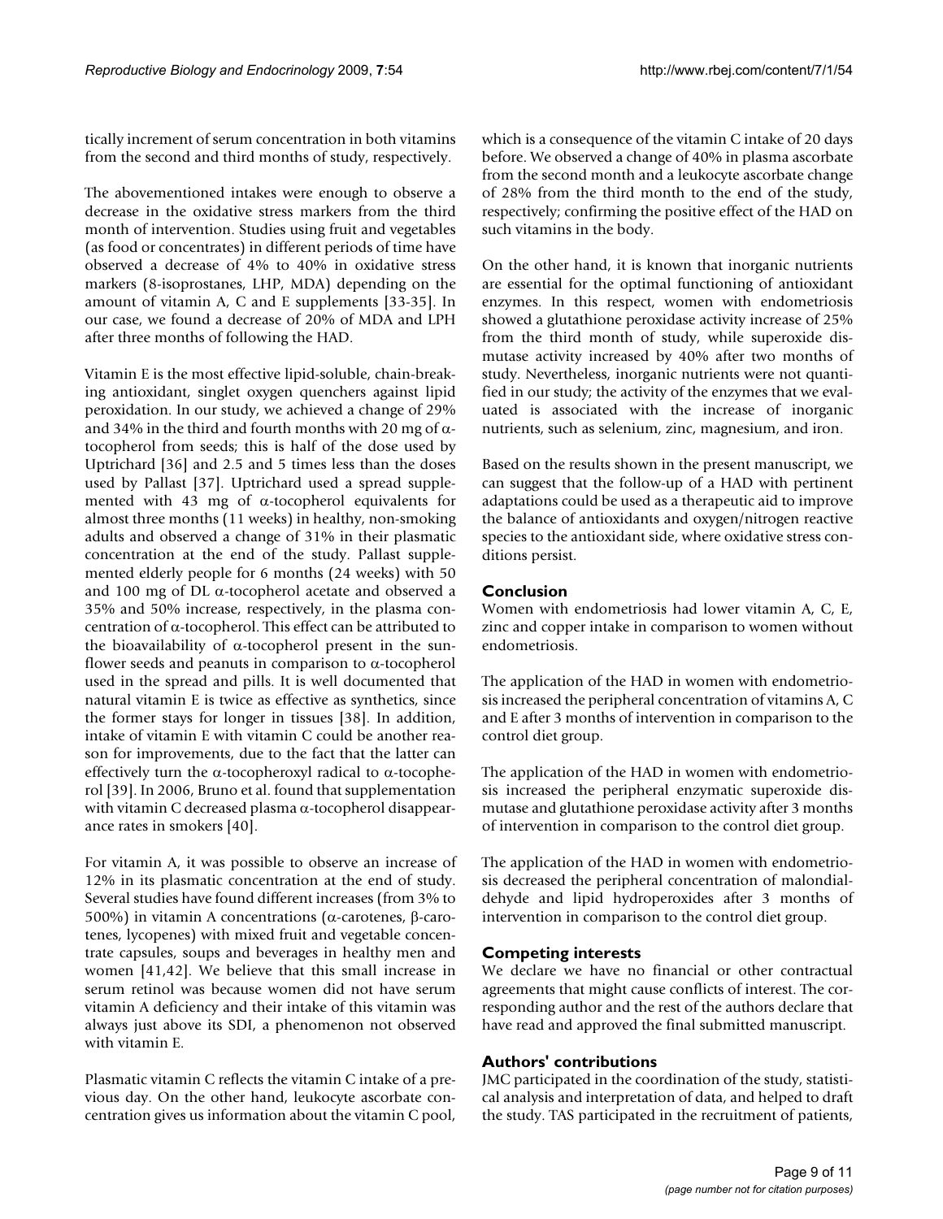tically increment of serum concentration in both vitamins from the second and third months of study, respectively.

The abovementioned intakes were enough to observe a decrease in the oxidative stress markers from the third month of intervention. Studies using fruit and vegetables (as food or concentrates) in different periods of time have observed a decrease of 4% to 40% in oxidative stress markers (8-isoprostanes, LHP, MDA) depending on the amount of vitamin A, C and E supplements [33-35]. In our case, we found a decrease of 20% of MDA and LPH after three months of following the HAD.

Vitamin E is the most effective lipid-soluble, chain-breaking antioxidant, singlet oxygen quenchers against lipid peroxidation. In our study, we achieved a change of 29% and 34% in the third and fourth months with 20 mg of α-tocopherol from seeds; this is half of the dose used by Uptrichard [36] and 2.5 and 5 times less than the doses used by Pallast [37]. Uptrichard used a spread supplemented with 43 mg of α-tocopherol equivalents for almost three months (11 weeks) in healthy, non-smoking adults and observed a change of 31% in their plasmatic concentration at the end of the study. Pallast supplemented elderly people for 6 months (24 weeks) with 50 and 100 mg of DL α-tocopherol acetate and observed a 35% and 50% increase, respectively, in the plasma concentration of α-tocopherol. This effect can be attributed to the bioavailability of α-tocopherol present in the sunflower seeds and peanuts in comparison to α-tocopherol used in the spread and pills. It is well documented that natural vitamin E is twice as effective as synthetics, since the former stays for longer in tissues [38]. In addition, intake of vitamin E with vitamin C could be another reason for improvements, due to the fact that the latter can effectively turn the α-tocopheroxyl radical to α-tocopherol [39]. In 2006, Bruno et al. found that supplementation with vitamin C decreased plasma α-tocopherol disappearance rates in smokers [40].

For vitamin A, it was possible to observe an increase of 12% in its plasmatic concentration at the end of study. Several studies have found different increases (from 3% to 500%) in vitamin A concentrations (α-carotenes, β-carotenes, lycopenes) with mixed fruit and vegetable concentrate capsules, soups and beverages in healthy men and women [41,42]. We believe that this small increase in serum retinol was because women did not have serum vitamin A deficiency and their intake of this vitamin was always just above its SDI, a phenomenon not observed with vitamin E.

Plasmatic vitamin C reflects the vitamin C intake of a previous day. On the other hand, leukocyte ascorbate concentration gives us information about the vitamin C pool, which is a consequence of the vitamin C intake of 20 days before. We observed a change of 40% in plasma ascorbate from the second month and a leukocyte ascorbate change of 28% from the third month to the end of the study, respectively; confirming the positive effect of the HAD on such vitamins in the body.

On the other hand, it is known that inorganic nutrients are essential for the optimal functioning of antioxidant enzymes. In this respect, women with endometriosis showed a glutathione peroxidase activity increase of 25% from the third month of study, while superoxide dismutase activity increased by 40% after two months of study. Nevertheless, inorganic nutrients were not quantified in our study; the activity of the enzymes that we evaluated is associated with the increase of inorganic nutrients, such as selenium, zinc, magnesium, and iron.

Based on the results shown in the present manuscript, we can suggest that the follow-up of a HAD with pertinent adaptations could be used as a therapeutic aid to improve the balance of antioxidants and oxygen/nitrogen reactive species to the antioxidant side, where oxidative stress conditions persist.

## Conclusion

Women with endometriosis had lower vitamin A, C, E, zinc and copper intake in comparison to women without endometriosis.

The application of the HAD in women with endometriosis increased the peripheral concentration of vitamins A, C and E after 3 months of intervention in comparison to the control diet group.

The application of the HAD in women with endometriosis increased the peripheral enzymatic superoxide dismutase and glutathione peroxidase activity after 3 months of intervention in comparison to the control diet group.

The application of the HAD in women with endometriosis decreased the peripheral concentration of malondialdehyde and lipid hydroperoxides after 3 months of intervention in comparison to the control diet group.

## Competing interests

We declare we have no financial or other contractual agreements that might cause conflicts of interest. The corresponding author and the rest of the authors declare that have read and approved the final submitted manuscript.

## Authors' contributions

JMC participated in the coordination of the study, statistical analysis and interpretation of data, and helped to draft the study. TAS participated in the recruitment of patients,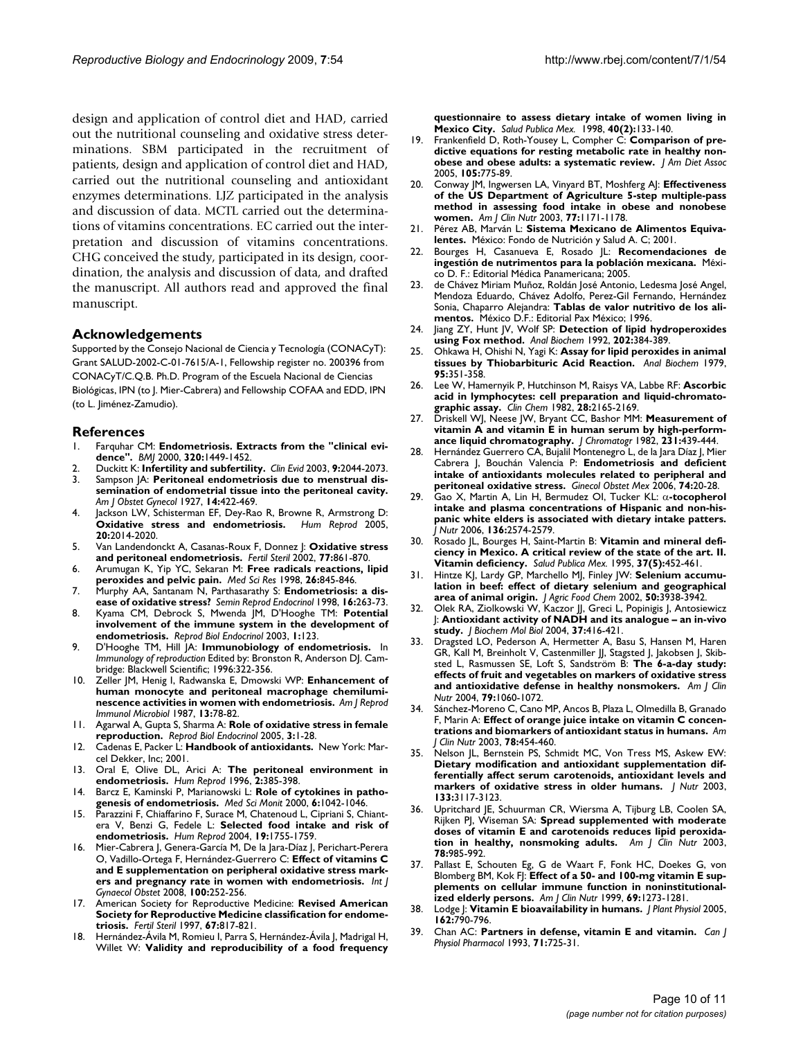design and application of control diet and HAD, carried out the nutritional counseling and oxidative stress determinations. SBM participated in the recruitment of patients, design and application of control diet and HAD, carried out the nutritional counseling and antioxidant enzymes determinations. LJZ participated in the analysis and discussion of data. MCTL carried out the determinations of vitamins concentrations. EC carried out the interpretation and discussion of vitamins concentrations. CHG conceived the study, participated in its design, coordination, the analysis and discussion of data, and drafted the manuscript. All authors read and approved the final manuscript.

## Acknowledgements

Supported by the Consejo Nacional de Ciencia y Tecnología (CONACyT): Grant SALUD-2002-C-01-7615/A-1, Fellowship register no. 200396 from CONACyT/C.Q.B. Ph.D. Program of the Escuela Nacional de Ciencias Biológicas, IPN (to J. Mier-Cabrera) and Fellowship COFAA and EDD, IPN (to L. Jiménez-Zamudio).

## References

1. Farquhar CM: **Endometriosis. Extracts from the "clinical evidence".** *BMJ* 2000, **320:**1449-1452.
2. Duckitt K: **Infertility and subfertility.** *Clin Evid* 2003, **9:**2044-2073.
3. Sampson JA: **Peritoneal endometriosis due to menstrual dissemination of endometrial tissue into the peritoneal cavity.** *Am J Obstet Gynecol* 1927, **14:**422-469.
4. Jackson LW, Schisterman EF, Dey-Rao R, Browne R, Armstrong D: **Oxidative stress and endometriosis.** *Hum Reprod* 2005, **20:**2014-2020.
5. Van Landendonckt A, Casanas-Roux F, Donnez J: **Oxidative stress and peritoneal endometriosis.** *Fertil Steril* 2002, **77:**861-870.
6. Arumugan K, Yip YC, Sekaran M: **Free radicals reactions, lipid peroxides and pelvic pain.** *Med Sci Res* 1998, **26:**845-846.
7. Murphy AA, Santanam N, Parthasarathy S: **Endometriosis: a disease of oxidative stress?** *Semin Reprod Endocrinol* 1998, **16:**263-73.
8. Kyama CM, Debrock S, Mwenda JM, D'Hooghe TM: **Potential involvement of the immune system in the development of endometriosis.** *Reprod Biol Endocrinol* 2003, **1:**123.
9. D'Hooghe TM, Hill JA: **Immunobiology of endometriosis.** In *Immunology of reproduction* Edited by: Bronston R, Anderson DJ. Cambridge: Blackwell Scientific; 1996:322-356.
10. Zeller JM, Henig I, Radwanska E, Dmowski WP: **Enhancement of human monocyte and peritoneal macrophage chemiluminescence activities in women with endometriosis.** *Am J Reprod Immunol Microbiol* 1987, **13:**78-82.
11. Agarwal A, Gupta S, Sharma A: **Role of oxidative stress in female reproduction.** *Reprod Biol Endocrinol* 2005, **3:**1-28.
12. Cadenas E, Packer L: **Handbook of antioxidants.** New York: Marcel Dekker, Inc; 2001.
13. Oral E, Olive DL, Arici A: **The peritoneal environment in endometriosis.** *Hum Reprod* 1996, **2:**385-398.
14. Barcz E, Kaminski P, Marianowski L: **Role of cytokines in pathogenesis of endometriosis.** *Med Sci Monit* 2000, **6:**1042-1046.
15. Parazzini F, Chiaffarino F, Surace M, Chatenoud L, Cipriani S, Chiantera V, Benzi G, Fedele L: **Selected food intake and risk of endometriosis.** *Hum Reprod* 2004, **19:**1755-1759.
16. Mier-Cabrera J, Genera-García M, De la Jara-Díaz J, Perichart-Perera O, Vadillo-Ortega F, Hernández-Guerrero C: **Effect of vitamins C and E supplementation on peripheral oxidative stress markers and pregnancy rate in women with endometriosis.** *Int J Gynaecol Obstet* 2008, **100:**252-256.
17. American Society for Reproductive Medicine: **Revised American Society for Reproductive Medicine classification for endometriosis.** *Fertil Steril* 1997, **67:**817-821.
18. Hernández-Ávila M, Romieu I, Parra S, Hernández-Ávila J, Madrigal H, Willet W: **Validity and reproducibility of a food frequency questionnaire to assess dietary intake of women living in Mexico City.** *Salud Publica Mex.* 1998, **40(2):**133-140.
19. Frankenfield D, Roth-Yousey L, Compher C: **Comparison of predictive equations for resting metabolic rate in healthy nonobese and obese adults: a systematic review.** *J Am Diet Assoc* 2005, **105:**775-89.
20. Conway JM, Ingwersen LA, Vinyard BT, Moshferg AJ: **Effectiveness of the US Department of Agriculture 5-step multiple-pass method in assessing food intake in obese and nonobese women.** *Am J Clin Nutr* 2003, **77:**1171-1178.
21. Pérez AB, Marván L: **Sistema Mexicano de Alimentos Equivalentes.** México: Fondo de Nutrición y Salud A. C; 2001.
22. Bourges H, Casanueva E, Rosado JL: **Recomendaciones de ingestión de nutrimentos para la población mexicana.** México D. F.: Editorial Médica Panamericana; 2005.
23. de Chávez Miriam Muñoz, Roldán José Antonio, Ledesma José Angel, Mendoza Eduardo, Chávez Adolfo, Perez-Gil Fernando, Hernández Sonia, Chaparro Alejandra: **Tablas de valor nutritivo de los alimentos.** México D.F.: Editorial Pax México; 1996.
24. Jiang ZY, Hunt JV, Wolf SP: **Detection of lipid hydroperoxides using Fox method.** *Anal Biochem* 1992, **202:**384-389.
25. Ohkawa H, Ohishi N, Yagi K: **Assay for lipid peroxides in animal tissues by Thiobarbituric Acid Reaction.** *Anal Biochem* 1979, **95:**351-358.
26. Lee W, Hamernyik P, Hutchinson M, Raisys VA, Labbe RF: **Ascorbic acid in lymphocytes: cell preparation and liquid-chromatographic assay.** *Clin Chem* 1982, **28:**2165-2169.
27. Driskell WJ, Neese JW, Bryant CC, Bashor MM: **Measurement of vitamin A and vitamin E in human serum by high-performance liquid chromatography.** *J Chromatogr* 1982, **231:**439-444.
28. Hernández Guerrero CA, Bujalil Montenegro L, de la Jara Díaz J, Mier Cabrera J, Bouchán Valencia P: **Endometriosis and deficient intake of antioxidants molecules related to peripheral and peritoneal oxidative stress.** *Ginecol Obstet Mex* 2006, **74:**20-28.
29. Gao X, Martin A, Lin H, Bermudez OI, Tucker KL: **α-tocopherol intake and plasma concentrations of Hispanic and non-hispanic white elders is associated with dietary intake patters.** *J Nutr* 2006, **136:**2574-2579.
30. Rosado JL, Bourges H, Saint-Martin B: **Vitamin and mineral deficiency in Mexico. A critical review of the state of the art. II. Vitamin deficiency.** *Salud Publica Mex.* 1995, **37(5):**452-461.
31. Hintze KJ, Lardy GP, Marchello MJ, Finley JW: **Selenium accumulation in beef: effect of dietary selenium and geographical area of animal origin.** *J Agric Food Chem* 2002, **50:**3938-3942.
32. Olek RA, Ziolkowski W, Kaczor JJ, Greci L, Popinigis J, Antosiewicz J: **Antioxidant activity of NADH and its analogue – an in-vivo study.** *J Biochem Mol Biol* 2004, **37:**416-421.
33. Dragsted LO, Pederson A, Hermetter A, Basu S, Hansen M, Haren GR, Kall M, Breinholt V, Castenmiller JJ, Stagsted J, Jakobsen J, Skibsted L, Rasmussen SE, Loft S, Sandström B: **The 6-a-day study: effects of fruit and vegetables on markers of oxidative stress and antioxidative defense in healthy nonsmokers.** *Am J Clin Nutr* 2004, **79:**1060-1072.
34. Sánchez-Moreno C, Cano MP, Ancos B, Plaza L, Olmedilla B, Granado F, Marin A: **Effect of orange juice intake on vitamin C concentrations and biomarkers of antioxidant status in humans.** *Am J Clin Nutr* 2003, **78:**454-460.
35. Nelson JL, Bernstein PS, Schmidt MC, Von Tress MS, Askew EW: **Dietary modification and antioxidant supplementation differentially affect serum carotenoids, antioxidant levels and markers of oxidative stress in older humans.** *J Nutr* 2003, **133:**3117-3123.
36. Upritchard JE, Schuurman CR, Wiersma A, Tijburg LB, Coolen SA, Rijken PJ, Wiseman SA: **Spread supplemented with moderate doses of vitamin E and carotenoids reduces lipid peroxidation in healthy, nonsmoking adults.** *Am J Clin Nutr* 2003, **78:**985-992.
37. Pallast E, Schouten Eg, G de Waart F, Fonk HC, Doekes G, von Blomberg BM, Kok FJ: **Effect of a 50- and 100-mg vitamin E supplements on cellular immune function in noninstitutionalized elderly persons.** *Am J Clin Nutr* 1999, **69:**1273-1281.
38. Lodge J: **Vitamin E bioavailability in humans.** *J Plant Physiol* 2005, **162:**790-796.
39. Chan AC: **Partners in defense, vitamin E and vitamin.** *Can J Physiol Pharmacol* 1993, **71:**725-31.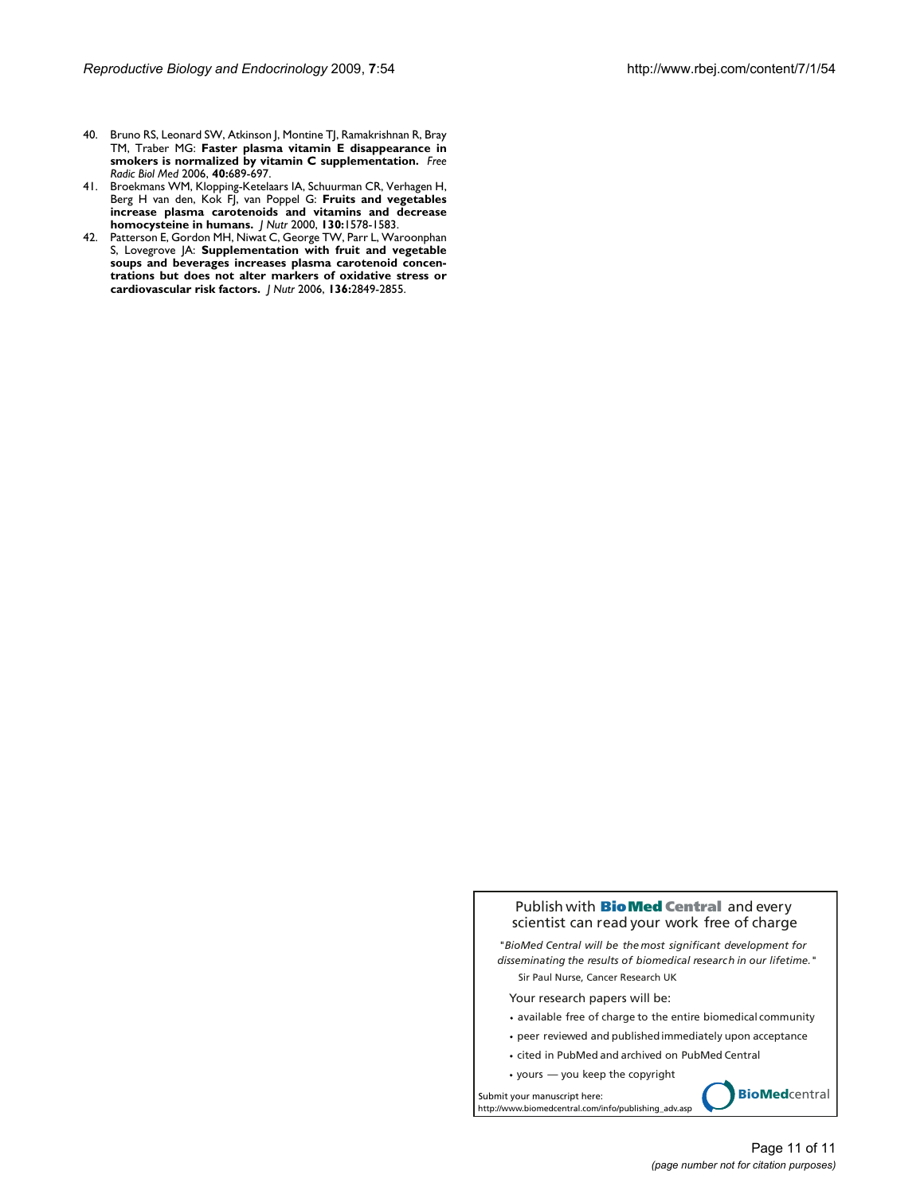40. Bruno RS, Leonard SW, Atkinson J, Montine TJ, Ramakrishnan R, Bray TM, Traber MG: **Faster plasma vitamin E disappearance in smokers is normalized by vitamin C supplementation.** *Free Radic Biol Med* 2006, **40:**689-697.
41. Broekmans WM, Klopping-Ketelaars IA, Schuurman CR, Verhagen H, Berg H van den, Kok FJ, van Poppel G: **Fruits and vegetables increase plasma carotenoids and vitamins and decrease homocysteine in humans.** *J Nutr* 2000, **130:**1578-1583.
42. Patterson E, Gordon MH, Niwat C, George TW, Parr L, Waroonphan S, Lovegrove JA: **Supplementation with fruit and vegetable soups and beverages increases plasma carotenoid concentrations but does not alter markers of oxidative stress or cardiovascular risk factors.** *J Nutr* 2006, **136:**2849-2855.

Publish with **BioMed Central** and every scientist can read your work free of charge

*"BioMed Central will be the most significant development for disseminating the results of biomedical research in our lifetime."*

Sir Paul Nurse, Cancer Research UK

Your research papers will be:

- available free of charge to the entire biomedical community
- peer reviewed and published immediately upon acceptance
- cited in PubMed and archived on PubMed Central
- yours — you keep the copyright

Submit your manuscript here:
http://www.biomedcentral.com/info/publishing_adv.asp

**BioMed**central